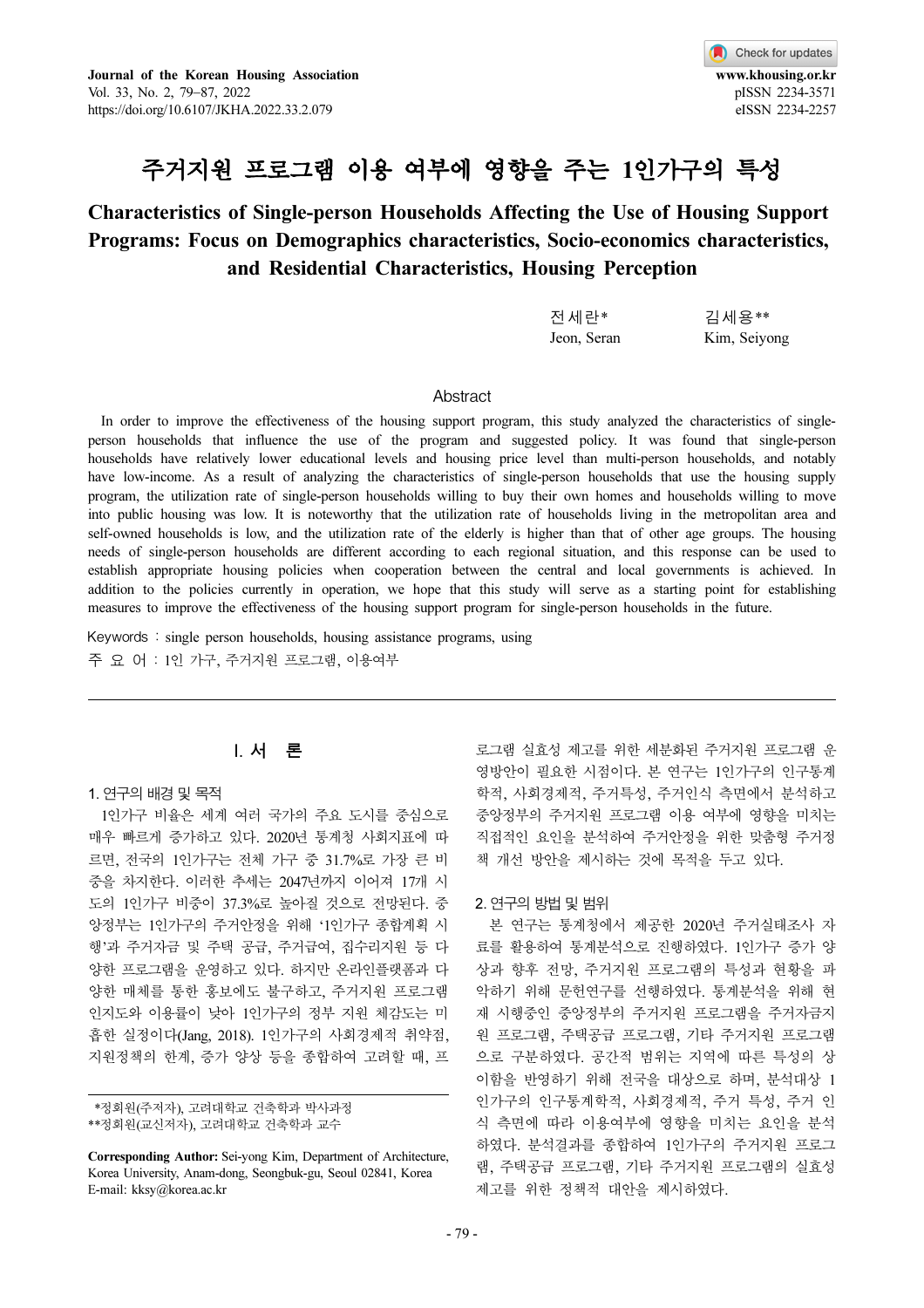# 주거지원 프로그램 이용 여부에 영향을 주는 1인가구의 특성

## Characteristics of Single-person Households Affecting the Use of Housing Support Programs: Focus on Demographics characteristics, Socio-economics characteristics, and Residential Characteristics, Housing Perception

전세란* Jeon, Seran

김세용** Kim, Seiyong

### Abstract

In order to improve the effectiveness of the housing support program, this study analyzed the characteristics of single-person households that influence the use of the program and suggested policy. It was found that single-person households have relatively lower educational levels and housing price level than multi-person households, and notably have low-income. As a result of analyzing the characteristics of single-person households that use the housing supply program, the utilization rate of single-person households willing to buy their own homes and households willing to move into public housing was low. It is noteworthy that the utilization rate of households living in the metropolitan area and self-owned households is low, and the utilization rate of the elderly is higher than that of other age groups. The housing needs of single-person households are different according to each regional situation, and this response can be used to establish appropriate housing policies when cooperation between the central and local governments is achieved. In addition to the policies currently in operation, we hope that this study will serve as a starting point for establishing measures to improve the effectiveness of the housing support program for single-person households in the future.

Keywords : single person households, housing assistance programs, using

주 요 어 : 1인 가구, 주거지원 프로그램, 이용여부

## I. 서 론

### 1. 연구의 배경 및 목적

1인가구 비율은 세계 여러 국가의 주요 도시를 중심으로 매우 빠르게 증가하고 있다. 2020년 통계청 사회지표에 따르면, 전국의 1인가구는 전체 가구 중 31.7%로 가장 큰 비중을 차지한다. 이러한 추세는 2047년까지 이어져 17개 시도의 1인가구 비중이 37.3%로 높아질 것으로 전망된다. 중앙정부는 1인가구의 주거안정을 위해 '1인가구 종합계획 시행'과 주거자금 및 주택 공급, 주거급여, 집수리지원 등 다양한 프로그램을 운영하고 있다. 하지만 온라인플랫폼과 다양한 매체를 통한 홍보에도 불구하고, 주거지원 프로그램 인지도와 이용률이 낮아 1인가구의 정부 지원 체감도는 미흡한 실정이다(Jang, 2018). 1인가구의 사회경제적 취약점, 지원정책의 한계, 증가 양상 등을 종합하여 고려할 때, 프로그램 실효성 제고를 위한 세분화된 주거지원 프로그램 운영방안이 필요한 시점이다. 본 연구는 1인가구의 인구통계학적, 사회경제적, 주거특성, 주거인식 측면에서 분석하고 중앙정부의 주거지원 프로그램 이용 여부에 영향을 미치는 직접적인 요인을 분석하여 주거안정을 위한 맞춤형 주거정책 개선 방안을 제시하는 것에 목적을 두고 있다.

### 2. 연구의 방법 및 범위

본 연구는 통계청에서 제공한 2020년 주거실태조사 자료를 활용하여 통계분석으로 진행하였다. 1인가구 증가 양상과 향후 전망, 주거지원 프로그램의 특성과 현황을 파악하기 위해 문헌연구를 선행하였다. 통계분석을 위해 현재 시행중인 중앙정부의 주거지원 프로그램을 주거자금지원 프로그램, 주택공급 프로그램, 기타 주거지원 프로그램으로 구분하였다. 공간적 범위는 지역에 따른 특성의 상이함을 반영하기 위해 전국을 대상으로 하며, 분석대상 1인가구의 인구통계학적, 사회경제적, 주거 특성, 주거 인식 측면에 따라 이용여부에 영향을 미치는 요인을 분석하였다. 분석결과를 종합하여 1인가구의 주거지원 프로그램, 주택공급 프로그램, 기타 주거지원 프로그램의 실효성 제고를 위한 정책적 대안을 제시하였다.

---

*정회원(주저자), 고려대학교 건축학과 박사과정

**정회원(교신저자), 고려대학교 건축학과 교수

**Corresponding Author:** Sei-yong Kim, Department of Architecture, Korea University, Anam-dong, Seongbuk-gu, Seoul 02841, Korea
E-mail: kksy@korea.ac.kr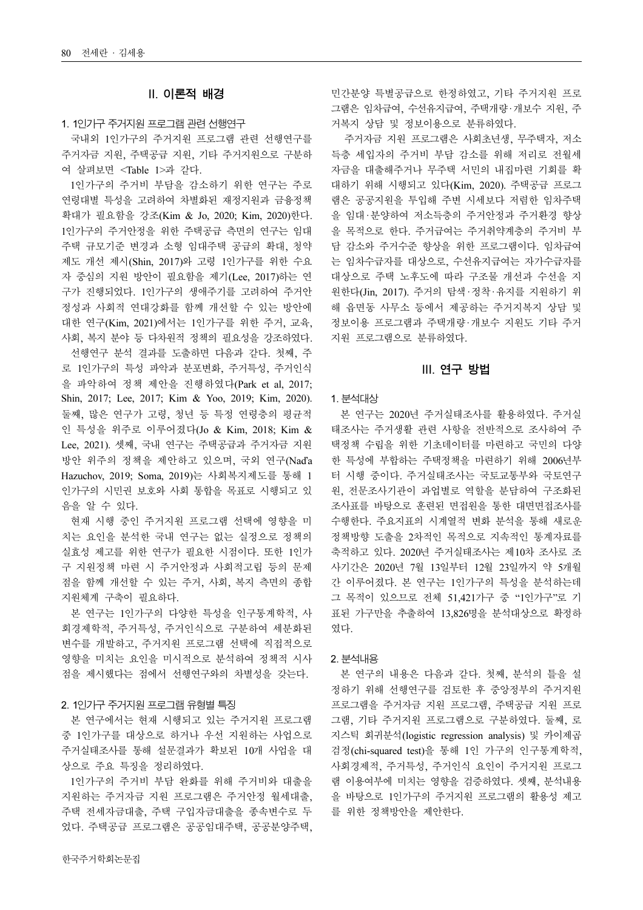## II. 이론적 배경

### 1. 1인가구 주거지원 프로그램 관련 선행연구

국내외 1인가구의 주거지원 프로그램 관련 선행연구를 주거자금 지원, 주택공급 지원, 기타 주거지원으로 구분하여 살펴보면 <Table 1>과 같다.

1인가구의 주거비 부담을 감소하기 위한 연구는 주로 연령대별 특성을 고려하여 차별화된 재정지원과 금융정책 확대가 필요함을 강조(Kim & Jo, 2020; Kim, 2020)한다. 1인가구의 주거안정을 위한 주택공급 측면의 연구는 임대주택 규모기준 변경과 소형 임대주택 공급의 확대, 청약제도 개선 제시(Shin, 2017)와 고령 1인가구를 위한 수요자 중심의 지원 방안이 필요함을 제기(Lee, 2017)하는 연구가 진행되었다. 1인가구의 생애주기를 고려하여 주거안정성과 사회적 연대강화를 함께 개선할 수 있는 방안에 대한 연구(Kim, 2021)에서는 1인가구를 위한 주거, 교육, 사회, 복지 분야 등 다차원적 정책의 필요성을 강조하였다.

선행연구 분석 결과를 도출하면 다음과 같다. 첫째, 주로 1인가구의 특성 파악과 분포변화, 주거특성, 주거인식을 파악하여 정책 제안을 진행하였다(Park et al, 2017; Shin, 2017; Lee, 2017; Kim & Yoo, 2019; Kim, 2020). 둘째, 많은 연구가 고령, 청년 등 특정 연령층의 평균적인 특성을 위주로 이루어졌다(Jo & Kim, 2018; Kim & Lee, 2021). 셋째, 국내 연구는 주택공급과 주거자금 지원 방안 위주의 정책을 제안하고 있으며, 국외 연구(Nad'a Hazuchov, 2019; Soma, 2019)는 사회복지제도를 통해 1인가구의 시민권 보호와 사회 통합을 목표로 시행되고 있음을 알 수 있다.

현재 시행 중인 주거지원 프로그램 선택에 영향을 미치는 요인을 분석한 국내 연구는 없는 실정으로 정책의 실효성 제고를 위한 연구가 필요한 시점이다. 또한 1인가구 지원정책 마련 시 주거안정과 사회적고립 등의 문제점을 함께 개선할 수 있는 주거, 사회, 복지 측면의 종합 지원체계 구축이 필요하다.

본 연구는 1인가구의 다양한 특성을 인구통계학적, 사회경제학적, 주거특성, 주거인식으로 구분하여 세분화된 변수를 개발하고, 주거지원 프로그램 선택에 직접적으로 영향을 미치는 요인을 미시적으로 분석하여 정책적 시사점을 제시했다는 점에서 선행연구와의 차별성을 갖는다.

### 2. 1인가구 주거지원 프로그램 유형별 특징

본 연구에서는 현재 시행되고 있는 주거지원 프로그램 중 1인가구를 대상으로 하거나 우선 지원하는 사업으로 주거실태조사를 통해 설문결과가 확보된 10개 사업을 대상으로 주요 특징을 정리하였다.

1인가구의 주거비 부담 완화를 위해 주거비와 대출을 지원하는 주거자금 지원 프로그램은 주거안정 월세대출, 주택 전세자금대출, 주택 구입자금대출을 종속변수로 두었다. 주택공급 프로그램은 공공임대주택, 공공분양주택, 민간분양 특별공급으로 한정하였고, 기타 주거지원 프로그램은 임차급여, 수선유지급여, 주택개량·개보수 지원, 주거복지 상담 및 정보이용으로 분류하였다.

주거자금 지원 프로그램은 사회초년생, 무주택자, 저소득층 세입자의 주거비 부담 감소를 위해 저리로 전월세 자금을 대출해주거나 무주택 서민의 내집마련 기회를 확대하기 위해 시행되고 있다(Kim, 2020). 주택공급 프로그램은 공공지원을 투입해 주변 시세보다 저렴한 임차주택을 임대·분양하여 저소득층의 주거안정과 주거환경 향상을 목적으로 한다. 주거급여는 주거취약계층의 주거비 부담 감소와 주거수준 향상을 위한 프로그램이다. 임차급여는 임차수급자를 대상으로, 수선유지급여는 자가수급자를 대상으로 주택 노후도에 따라 구조물 개선과 수선을 지원한다(Jin, 2017). 주거의 탐색·정착·유지를 지원하기 위해 읍면동 사무소 등에서 제공하는 주거지복지 상담 및 정보이용 프로그램과 주택개량·개보수 지원도 기타 주거지원 프로그램으로 분류하였다.

## III. 연구 방법

### 1. 분석대상

본 연구는 2020년 주거실태조사를 활용하였다. 주거실태조사는 주거생활 관련 사항을 전반적으로 조사하여 주택정책 수립을 위한 기초데이터를 마련하고 국민의 다양한 특성에 부합하는 주택정책을 마련하기 위해 2006년부터 시행 중이다. 주거실태조사는 국토교통부와 국토연구원, 전문조사기관이 과업별로 역할을 분담하여 구조화된 조사표를 바탕으로 훈련된 면접원을 통한 대면면접조사를 수행한다. 주요지표의 시계열적 변화 분석을 통해 새로운 정책방향 도출을 2차적인 목적으로 지속적인 통계자료를 축적하고 있다. 2020년 주거실태조사는 제10차 조사로 조사기간은 2020년 7월 13일부터 12월 23일까지 약 5개월간 이루어졌다. 본 연구는 1인가구의 특성을 분석하는데 그 목적이 있으므로 전체 51,421가구 중 "1인가구"로 기표된 가구만을 추출하여 13,826명을 분석대상으로 확정하였다.

### 2. 분석내용

본 연구의 내용은 다음과 같다. 첫째, 분석의 틀을 설정하기 위해 선행연구를 검토한 후 중앙정부의 주거지원 프로그램을 주거자금 지원 프로그램, 주택공급 지원 프로그램, 기타 주거지원 프로그램으로 구분하였다. 둘째, 로지스틱 회귀분석(logistic regression analysis) 및 카이제곱 검정(chi-squared test)을 통해 1인 가구의 인구통계학적, 사회경제적, 주거특성, 주거인식 요인이 주거지원 프로그램 이용여부에 미치는 영향을 검증하였다. 셋째, 분석내용을 바탕으로 1인가구의 주거지원 프로그램의 활용성 제고를 위한 정책방안을 제안한다.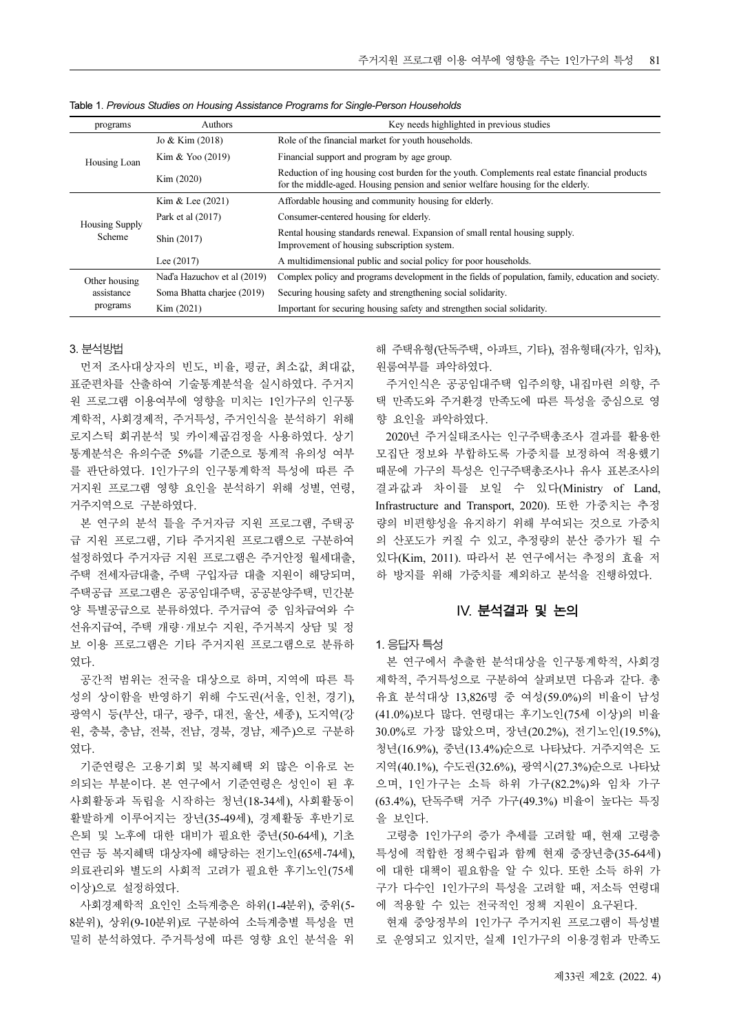Table 1. *Previous Studies on Housing Assistance Programs for Single-Person Households*

| programs | Authors | Key needs highlighted in previous studies |
|---|---|---|
| Housing Loan | Jo & Kim (2018) | Role of the financial market for youth households. |
| | Kim & Yoo (2019) | Financial support and program by age group. |
| | Kim (2020) | Reduction of ing housing cost burden for the youth. Complements real estate financial products for the middle-aged. Housing pension and senior welfare housing for the elderly. |
| Housing Supply Scheme | Kim & Lee (2021) | Affordable housing and community housing for elderly. |
| | Park et al (2017) | Consumer-centered housing for elderly. |
| | Shin (2017) | Rental housing standards renewal. Expansion of small rental housing supply. Improvement of housing subscription system. |
| | Lee (2017) | A multidimensional public and social policy for poor households. |
| Other housing assistance programs | Nad'a Hazuchov et al (2019) | Complex policy and programs development in the fields of population, family, education and society. |
| | Soma Bhatta charjee (2019) | Securing housing safety and strengthening social solidarity. |
| | Kim (2021) | Important for securing housing safety and strengthen social solidarity. |

### 3. 분석방법

먼저 조사대상자의 빈도, 비율, 평균, 최소값, 최대값, 표준편차를 산출하여 기술통계분석을 실시하였다. 주거지원 프로그램 이용여부에 영향을 미치는 1인가구의 인구통계학적, 사회경제적, 주거특성, 주거인식을 분석하기 위해 로지스틱 회귀분석 및 카이제곱검정을 사용하였다. 상기 통계분석은 유의수준 5%를 기준으로 통계적 유의성 여부를 판단하였다. 1인가구의 인구통계학적 특성에 따른 주거지원 프로그램 영향 요인을 분석하기 위해 성별, 연령, 거주지역으로 구분하였다.

본 연구의 분석 틀을 주거자금 지원 프로그램, 주택공급 지원 프로그램, 기타 주거지원 프로그램으로 구분하여 설정하였다 주거자금 지원 프로그램은 주거안정 월세대출, 주택 전세자금대출, 주택 구입자금 대출 지원이 해당되며, 주택공급 프로그램은 공공임대주택, 공공분양주택, 민간분양 특별공급으로 분류하였다. 주거급여 중 임차급여와 수선유지급여, 주택 개량·개보수 지원, 주거복지 상담 및 정보 이용 프로그램은 기타 주거지원 프로그램으로 분류하였다.

공간적 범위는 전국을 대상으로 하며, 지역에 따른 특성의 상이함을 반영하기 위해 수도권(서울, 인천, 경기), 광역시 등(부산, 대구, 광주, 대전, 울산, 세종), 도지역(강원, 충북, 충남, 전북, 전남, 경북, 경남, 제주)으로 구분하였다.

기준연령은 고용기회 및 복지혜택 외 많은 이유로 논의되는 부분이다. 본 연구에서 기준연령은 성인이 된 후 사회활동과 독립을 시작하는 청년(18-34세), 사회활동이 활발하게 이루어지는 장년(35-49세), 경제활동 후반기로 은퇴 및 노후에 대한 대비가 필요한 중년(50-64세), 기초연금 등 복지혜택 대상자에 해당하는 전기노인(65세-74세), 의료관리와 별도의 사회적 고려가 필요한 후기노인(75세 이상)으로 설정하였다.

사회경제학적 요인인 소득계층은 하위(1-4분위), 중위(5-8분위), 상위(9-10분위)로 구분하여 소득계층별 특성을 면밀히 분석하였다. 주거특성에 따른 영향 요인 분석을 위해 주택유형(단독주택, 아파트, 기타), 점유형태(자가, 임차), 원룸여부를 파악하였다.

주거인식은 공공임대주택 입주의향, 내집마련 의향, 주택 만족도와 주거환경 만족도에 따른 특성을 중심으로 영향 요인을 파악하였다.

2020년 주거실태조사는 인구주택총조사 결과를 활용한 모집단 정보와 부합하도록 가중치를 보정하여 적용했기 때문에 가구의 특성은 인구주택총조사나 유사 표본조사의 결과값과 차이를 보일 수 있다(Ministry of Land, Infrastructure and Transport, 2020). 또한 가중치는 추정량의 비편향성을 유지하기 위해 부여되는 것으로 가중치의 산포도가 커질 수 있고, 추정량의 분산 증가가 될 수 있다(Kim, 2011). 따라서 본 연구에서는 추정의 효율 저하 방지를 위해 가중치를 제외하고 분석을 진행하였다.

## IV. 분석결과 및 논의

### 1. 응답자 특성

본 연구에서 추출한 분석대상을 인구통계학적, 사회경제학적, 주거특성으로 구분하여 살펴보면 다음과 같다. 총 유효 분석대상 13,826명 중 여성(59.0%)의 비율이 남성(41.0%)보다 많다. 연령대는 후기노인(75세 이상)의 비율 30.0%로 가장 많았으며, 장년(20.2%), 전기노인(19.5%), 청년(16.9%), 중년(13.4%)순으로 나타났다. 거주지역은 도지역(40.1%), 수도권(32.6%), 광역시(27.3%)순으로 나타났으며, 1인가구는 소득 하위 가구(82.2%)와 임차 가구(63.4%), 단독주택 거주 가구(49.3%) 비율이 높다는 특징을 보인다.

고령층 1인가구의 증가 추세를 고려할 때, 현재 고령층 특성에 적합한 정책수립과 함께 현재 중장년층(35-64세)에 대한 대책이 필요함을 알 수 있다. 또한 소득 하위 가구가 다수인 1인가구의 특성을 고려할 때, 저소득 연령대에 적용할 수 있는 전국적인 정책 지원이 요구된다.

현재 중앙정부의 1인가구 주거지원 프로그램이 특성별로 운영되고 있지만, 실제 1인가구의 이용경험과 만족도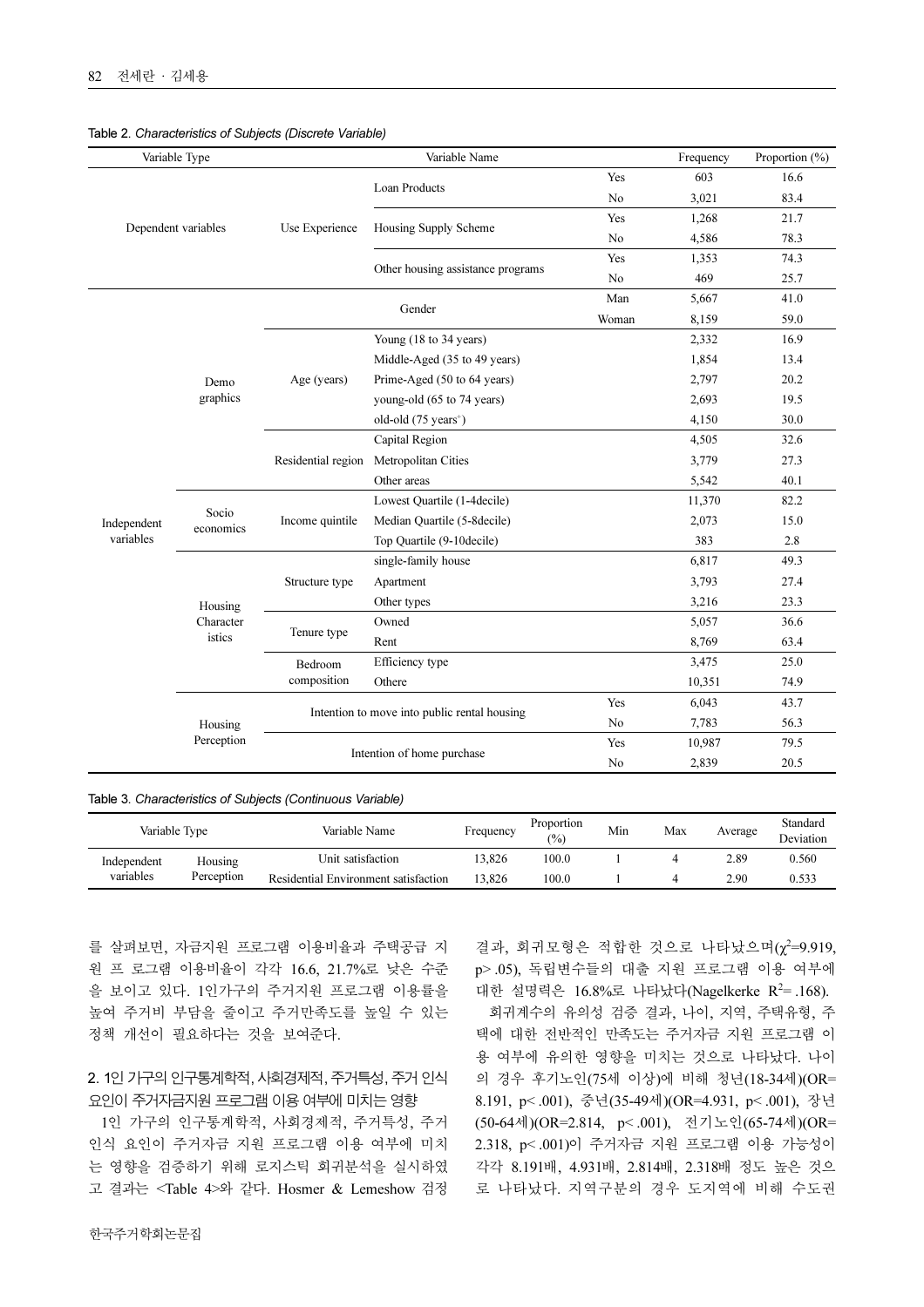Table 2. *Characteristics of Subjects (Discrete Variable)*

| Variable Type | | | Variable Name | | Frequency | Proportion (%) |
|---|---|---|---|---|---|---|
| Dependent variables | | Use Experience | Loan Products | Yes | 603 | 16.6 |
| | | | | No | 3,021 | 83.4 |
| | | | Housing Supply Scheme | Yes | 1,268 | 21.7 |
| | | | | No | 4,586 | 78.3 |
| | | | Other housing assistance programs | Yes | 1,353 | 74.3 |
| | | | | No | 469 | 25.7 |
| Independent variables | Demo graphics | Gender | | Man | 5,667 | 41.0 |
| | | | | Woman | 8,159 | 59.0 |
| | | Age (years) | Young (18 to 34 years) | | 2,332 | 16.9 |
| | | | Middle-Aged (35 to 49 years) | | 1,854 | 13.4 |
| | | | Prime-Aged (50 to 64 years) | | 2,797 | 20.2 |
| | | | young-old (65 to 74 years) | | 2,693 | 19.5 |
| | | | old-old (75 years+) | | 4,150 | 30.0 |
| | | Residential region | Capital Region | | 4,505 | 32.6 |
| | | | Metropolitan Cities | | 3,779 | 27.3 |
| | | | Other areas | | 5,542 | 40.1 |
| | Socio economics | Income quintile | Lowest Quartile (1-4decile) | | 11,370 | 82.2 |
| | | | Median Quartile (5-8decile) | | 2,073 | 15.0 |
| | | | Top Quartile (9-10decile) | | 383 | 2.8 |
| | Housing Character istics | Structure type | single-family house | | 6,817 | 49.3 |
| | | | Apartment | | 3,793 | 27.4 |
| | | | Other types | | 3,216 | 23.3 |
| | | Tenure type | Owned | | 5,057 | 36.6 |
| | | | Rent | | 8,769 | 63.4 |
| | | Bedroom composition | Efficiency type | | 3,475 | 25.0 |
| | | | Othere | | 10,351 | 74.9 |
| | Housing Perception | Intention to move into public rental housing | | Yes | 6,043 | 43.7 |
| | | | | No | 7,783 | 56.3 |
| | | Intention of home purchase | | Yes | 10,987 | 79.5 |
| | | | | No | 2,839 | 20.5 |

Table 3. *Characteristics of Subjects (Continuous Variable)*

| Variable Type | | Variable Name | Frequency | Proportion (%) | Min | Max | Average | Standard Deviation |
|---|---|---|---|---|---|---|---|---|
| Independent variables | Housing Perception | Unit satisfaction | 13,826 | 100.0 | 1 | 4 | 2.89 | 0.560 |
| | | Residential Environment satisfaction | 13,826 | 100.0 | 1 | 4 | 2.90 | 0.533 |

를 살펴보면, 자금지원 프로그램 이용비율과 주택공급 지원 프 로그램 이용비율이 각각 16.6, 21.7%로 낮은 수준을 보이고 있다. 1인가구의 주거지원 프로그램 이용률을 높여 주거비 부담을 줄이고 주거만족도를 높일 수 있는 정책 개선이 필요하다는 것을 보여준다.

## 2. 1인 가구의 인구통계학적, 사회경제적, 주거특성, 주거 인식 요인이 주거자금지원 프로그램 이용 여부에 미치는 영향

1인 가구의 인구통계학적, 사회경제적, 주거특성, 주거 인식 요인이 주거자금 지원 프로그램 이용 여부에 미치는 영향을 검증하기 위해 로지스틱 회귀분석을 실시하였고 결과는 <Table 4>와 같다. Hosmer & Lemeshow 검정 결과, 회귀모형은 적합한 것으로 나타났으며($\chi^2$=9.919, p>.05), 독립변수들의 대출 지원 프로그램 이용 여부에 대한 설명력은 16.8%로 나타났다(Nagelkerke $R^2$=.168).

회귀계수의 유의성 검증 결과, 나이, 지역, 주택유형, 주택에 대한 전반적인 만족도는 주거자금 지원 프로그램 이용 여부에 유의한 영향을 미치는 것으로 나타났다. 나이의 경우 후기노인(75세 이상)에 비해 청년(18-34세)(OR=8.191, p<.001), 중년(35-49세)(OR=4.931, p<.001), 장년(50-64세)(OR=2.814, p<.001), 전기노인(65-74세)(OR=2.318, p<.001)이 주거자금 지원 프로그램 이용 가능성이 각각 8.191배, 4.931배, 2.814배, 2.318배 정도 높은 것으로 나타났다. 지역구분의 경우 도지역에 비해 수도권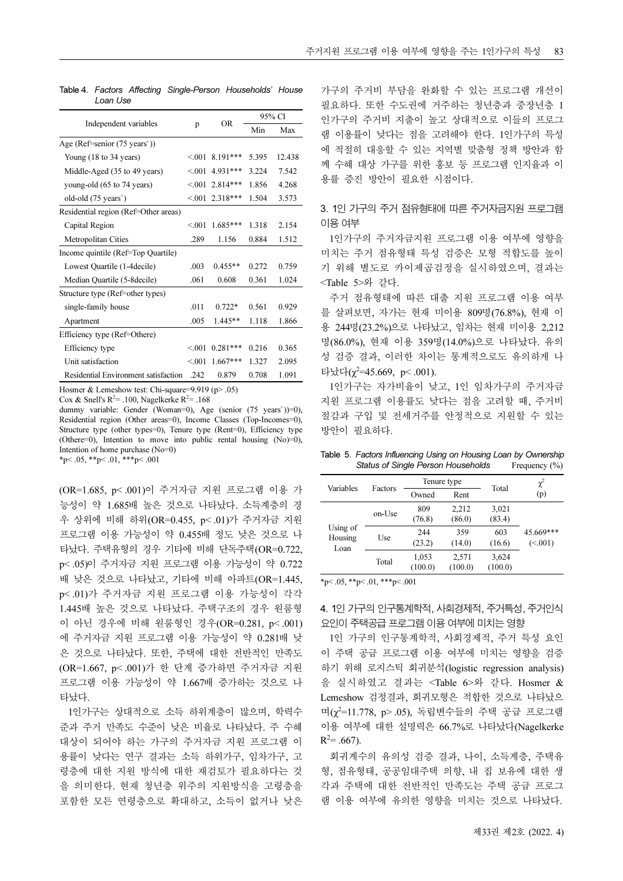Table 4. *Factors Affecting Single-Person Households' House Loan Use*

| Independent variables | p | OR | 95% CI | |
|---|---|---|---|---|
| | | | Min | Max |
| Age (Ref=senior (75 years⁺)) | | | | |
| Young (18 to 34 years) | <.001 | 8.191*** | 5.395 | 12.438 |
| Middle-Aged (35 to 49 years) | <.001 | 4.931*** | 3.224 | 7.542 |
| young-old (65 to 74 years) | <.001 | 2.814*** | 1.856 | 4.268 |
| old-old (75 years⁺) | <.001 | 2.318*** | 1.504 | 3.573 |
| Residential region (Ref=Other areas) | | | | |
| Capital Region | <.001 | 1.685*** | 1.318 | 2.154 |
| Metropolitan Cities | .289 | 1.156 | 0.884 | 1.512 |
| Income quintile (Ref=Top Quartile) | | | | |
| Lowest Quartile (1-4decile) | .003 | 0.455** | 0.272 | 0.759 |
| Median Quartile (5-8decile) | .061 | 0.608 | 0.361 | 1.024 |
| Structure type (Ref=other types) | | | | |
| single-family house | .011 | 0.722* | 0.561 | 0.929 |
| Apartment | .005 | 1.445** | 1.118 | 1.866 |
| Efficiency type (Ref=Othere) | | | | |
| Efficiency type | <.001 | 0.281*** | 0.216 | 0.365 |
| Unit satisfaction | <.001 | 1.667*** | 1.327 | 2.095 |
| Residential Environment satisfaction | .242 | 0.879 | 0.708 | 1.091 |

Hosmer & Lemeshow test: Chi-square=9.919 (p> .05)
Cox & Snell's $R^2$= .100, Nagelkerke $R^2$= .168
dummy variable: Gender (Woman=0), Age (senior (75 years⁺))=0), Residential region (Other areas=0), Income Classes (Top-Incomes=0), Structure type (other types=0), Tenure type (Rent=0), Efficiency type (Othere=0), Intention to move into public rental housing (No)=0), Intention of home purchase (No=0)
*p< .05, **p< .01, ***p< .001

(OR=1.685, p< .001)이 주거자금 지원 프로그램 이용 가능성이 약 1.685배 높은 것으로 나타났다. 소득계층의 경우 상위에 비해 하위(OR=0.455, p< .01)가 주거자금 지원 프로그램 이용 가능성이 약 0.455배 정도 낮은 것으로 나타났다. 주택유형의 경우 기타에 비해 단독주택(OR=0.722, p< .05)이 주거자금 지원 프로그램 이용 가능성이 약 0.722배 낮은 것으로 나타났고, 기타에 비해 아파트(OR=1.445, p< .01)가 주거자금 지원 프로그램 이용 가능성이 각각 1.445배 높은 것으로 나타났다. 주택구조의 경우 원룸형이 아닌 경우에 비해 원룸형인 경우(OR=0.281, p< .001)에 주거자금 지원 프로그램 이용 가능성이 약 0.281배 낮은 것으로 나타났다. 또한, 주택에 대한 전반적인 만족도(OR=1.667, p< .001)가 한 단계 증가하면 주거자금 지원 프로그램 이용 가능성이 약 1.667배 증가하는 것으로 나타났다.

1인가구는 상대적으로 소득 하위계층이 많으며, 학력수준과 주거 만족도 수준이 낮은 비율로 나타났다. 주 수혜 대상이 되어야 하는 가구의 주거자금 지원 프로그램 이용률이 낮다는 연구 결과는 소득 하위가구, 임차가구, 고령층에 대한 지원 방식에 대한 재검토가 필요하다는 것을 의미한다. 현재 청년층 위주의 지원방식을 고령층을 포함한 모든 연령층으로 확대하고, 소득이 없거나 낮은 가구의 주거비 부담을 완화할 수 있는 프로그램 개선이 필요하다. 또한 수도권에 거주하는 청년층과 중장년층 1인가구의 주거비 지출이 높고 상대적으로 이들의 프로그램 이용률이 낮다는 점을 고려해야 한다. 1인가구의 특성에 적절히 대응할 수 있는 지역별 맞춤형 정책 방안과 함께 수혜 대상 가구를 위한 홍보 등 프로그램 인지율과 이용률 증진 방안이 필요한 시점이다.

### 3. 1인 가구의 주거 점유형태에 따른 주거자금지원 프로그램 이용 여부

1인가구의 주거자금지원 프로그램 이용 여부에 영향을 미치는 주거 점유형태 특성 검증은 모형 적합도를 높이기 위해 별도로 카이제곱검정을 실시하였으며, 결과는 <Table 5>와 같다.

주거 점유형태에 따른 대출 지원 프로그램 이용 여부를 살펴보면, 자가는 현재 미이용 809명(76.8%), 현재 이용 244명(23.2%)으로 나타났고, 임차는 현재 미이용 2,212명(86.0%), 현재 이용 359명(14.0%)으로 나타났다. 유의성 검증 결과, 이러한 차이는 통계적으로도 유의하게 나타났다($\chi^2$=45.669, p< .001).

1인가구는 자가비율이 낮고, 1인 임차가구의 주거자금 지원 프로그램 이용률도 낮다는 점을 고려할 때, 주거비 절감과 구입 및 전세거주를 안정적으로 지원할 수 있는 방안이 필요하다.

Table 5. *Factors Influencing Using on Housing Loan by Ownership Status of Single Person Households* Frequency (%)

| Variables | Factors | Tenure type | | Total | $\chi^2$ (p) |
|---|---|---|---|---|---|
| | | Owned | Rent | | |
| Using of Housing Loan | on-Use | 809 (76.8) | 2,212 (86.0) | 3,021 (83.4) | 45.669*** (<.001) |
| | Use | 244 (23.2) | 359 (14.0) | 603 (16.6) | |
| | Total | 1,053 (100.0) | 2,571 (100.0) | 3,624 (100.0) | |

*p< .05, **p< .01, ***p< .001

### 4. 1인 가구의 인구통계학적, 사회경제적, 주거특성, 주거인식 요인이 주택공급 프로그램 이용 여부에 미치는 영향

1인 가구의 인구통계학적, 사회경제적, 주거 특성 요인이 주택 공급 프로그램 이용 여부에 미치는 영향을 검증하기 위해 로지스틱 회귀분석(logistic regression analysis)을 실시하였고 결과는 <Table 6>와 같다. Hosmer & Lemeshow 검정결과, 회귀모형은 적합한 것으로 나타났으며($\chi^2$=11.778, p> .05), 독립변수들의 주택 공급 프로그램 이용 여부에 대한 설명력은 66.7%로 나타났다(Nagelkerke $R^2$= .667).

회귀계수의 유의성 검증 결과, 나이, 소득계층, 주택유형, 점유형태, 공공임대주택 의향, 내 집 보유에 대한 생각과 주택에 대한 전반적인 만족도는 주택 공급 프로그램 이용 여부에 유의한 영향을 미치는 것으로 나타났다.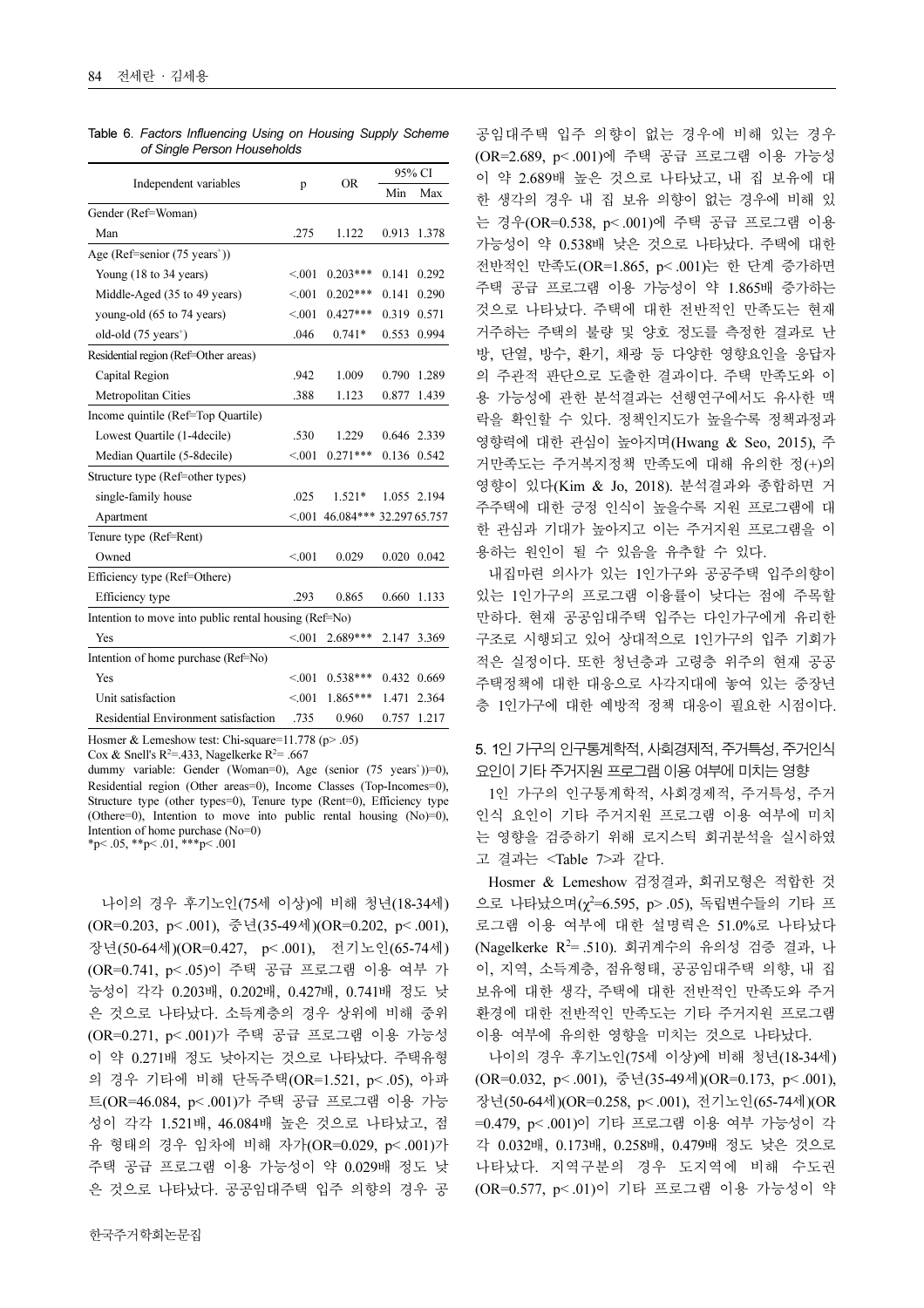Table 6. *Factors Influencing Using on Housing Supply Scheme of Single Person Households*

| Independent variables | p | OR | 95% CI | |
|---|---|---|---|---|
| | | | Min | Max |
| Gender (Ref=Woman) | | | | |
| Man | .275 | 1.122 | 0.913 | 1.378 |
| Age (Ref=senior (75 years⁺)) | | | | |
| Young (18 to 34 years) | <.001 | 0.203*** | 0.141 | 0.292 |
| Middle-Aged (35 to 49 years) | <.001 | 0.202*** | 0.141 | 0.290 |
| young-old (65 to 74 years) | <.001 | 0.427*** | 0.319 | 0.571 |
| old-old (75 years⁺) | .046 | 0.741* | 0.553 | 0.994 |
| Residential region (Ref=Other areas) | | | | |
| Capital Region | .942 | 1.009 | 0.790 | 1.289 |
| Metropolitan Cities | .388 | 1.123 | 0.877 | 1.439 |
| Income quintile (Ref=Top Quartile) | | | | |
| Lowest Quartile (1-4decile) | .530 | 1.229 | 0.646 | 2.339 |
| Median Quartile (5-8decile) | <.001 | 0.271*** | 0.136 | 0.542 |
| Structure type (Ref=other types) | | | | |
| single-family house | .025 | 1.521* | 1.055 | 2.194 |
| Apartment | <.001 | 46.084*** | 32.297 | 65.757 |
| Tenure type (Ref=Rent) | | | | |
| Owned | <.001 | 0.029 | 0.020 | 0.042 |
| Efficiency type (Ref=Othere) | | | | |
| Efficiency type | .293 | 0.865 | 0.660 | 1.133 |
| Intention to move into public rental housing (Ref=No) | | | | |
| Yes | <.001 | 2.689*** | 2.147 | 3.369 |
| Intention of home purchase (Ref=No) | | | | |
| Yes | <.001 | 0.538*** | 0.432 | 0.669 |
| Unit satisfaction | <.001 | 1.865*** | 1.471 | 2.364 |
| Residential Environment satisfaction | .735 | 0.960 | 0.757 | 1.217 |

Hosmer & Lemeshow test: Chi-square=11.778 (p> .05)
Cox & Snell's $R^2$=.433, Nagelkerke $R^2$= .667
dummy variable: Gender (Woman=0), Age (senior (75 years⁺))=0), Residential region (Other areas=0), Income Classes (Top-Incomes=0), Structure type (other types=0), Tenure type (Rent=0), Efficiency type (Othere=0), Intention to move into public rental housing (No)=0), Intention of home purchase (No=0)
*p< .05, **p< .01, ***p< .001

나이의 경우 후기노인(75세 이상)에 비해 청년(18-34세)(OR=0.203, p< .001), 중년(35-49세)(OR=0.202, p< .001), 장년(50-64세)(OR=0.427, p< .001), 전기노인(65-74세)(OR=0.741, p< .05)이 주택 공급 프로그램 이용 여부 가능성이 각각 0.203배, 0.202배, 0.427배, 0.741배 정도 낮은 것으로 나타났다. 소득계층의 경우 상위에 비해 중위(OR=0.271, p< .001)가 주택 공급 프로그램 이용 가능성이 약 0.271배 정도 낮아지는 것으로 나타났다. 주택유형의 경우 기타에 비해 단독주택(OR=1.521, p< .05), 아파트(OR=46.084, p< .001)가 주택 공급 프로그램 이용 가능성이 각각 1.521배, 46.084배 높은 것으로 나타났고, 점유 형태의 경우 임차에 비해 자가(OR=0.029, p< .001)가 주택 공급 프로그램 이용 가능성이 약 0.029배 정도 낮은 것으로 나타났다. 공공임대주택 입주 의향의 경우 공공임대주택 입주 의향이 없는 경우에 비해 있는 경우(OR=2.689, p< .001)에 주택 공급 프로그램 이용 가능성이 약 2.689배 높은 것으로 나타났고, 내 집 보유에 대한 생각의 경우 내 집 보유 의향이 없는 경우에 비해 있는 경우(OR=0.538, p< .001)에 주택 공급 프로그램 이용 가능성이 약 0.538배 낮은 것으로 나타났다. 주택에 대한 전반적인 만족도(OR=1.865, p< .001)는 한 단계 증가하면 주택 공급 프로그램 이용 가능성이 약 1.865배 증가하는 것으로 나타났다. 주택에 대한 전반적인 만족도는 현재 거주하는 주택의 불량 및 양호 정도를 측정한 결과로 난방, 단열, 방수, 환기, 채광 등 다양한 영향요인을 응답자의 주관적 판단으로 도출한 결과이다. 주택 만족도와 이용 가능성에 관한 분석결과는 선행연구에서도 유사한 맥락을 확인할 수 있다. 정책인지도가 높을수록 정책과정과 영향력에 대한 관심이 높아지며(Hwang & Seo, 2015), 주거만족도는 주거복지정책 만족도에 대해 유의한 정(+)의 영향이 있다(Kim & Jo, 2018). 분석결과와 종합하면 거주주택에 대한 긍정 인식이 높을수록 지원 프로그램에 대한 관심과 기대가 높아지고 이는 주거지원 프로그램을 이용하는 원인이 될 수 있음을 유추할 수 있다.

내집마련 의사가 있는 1인가구와 공공주택 입주의향이 있는 1인가구의 프로그램 이용률이 낮다는 점에 주목할 만하다. 현재 공공임대주택 입주는 다인가구에게 유리한 구조로 시행되고 있어 상대적으로 1인가구의 입주 기회가 적은 실정이다. 또한 청년층과 고령층 위주의 현재 공공주택정책에 대한 대응으로 사각지대에 놓여 있는 중장년층 1인가구에 대한 예방적 정책 대응이 필요한 시점이다.

### 5. 1인 가구의 인구통계학적, 사회경제적, 주거특성, 주거인식 요인이 기타 주거지원 프로그램 이용 여부에 미치는 영향

1인 가구의 인구통계학적, 사회경제적, 주거특성, 주거인식 요인이 기타 주거지원 프로그램 이용 여부에 미치는 영향을 검증하기 위해 로지스틱 회귀분석을 실시하였고 결과는 <Table 7>과 같다.

Hosmer & Lemeshow 검정결과, 회귀모형은 적합한 것으로 나타났으며($\chi^2$=6.595, p> .05), 독립변수들의 기타 프로그램 이용 여부에 대한 설명력은 51.0%로 나타났다(Nagelkerke $R^2$= .510). 회귀계수의 유의성 검증 결과, 나이, 지역, 소득계층, 점유형태, 공공임대주택 의향, 내 집 보유에 대한 생각, 주택에 대한 전반적인 만족도와 주거환경에 대한 전반적인 만족도는 기타 주거지원 프로그램 이용 여부에 유의한 영향을 미치는 것으로 나타났다.

나이의 경우 후기노인(75세 이상)에 비해 청년(18-34세)(OR=0.032, p< .001), 중년(35-49세)(OR=0.173, p< .001), 장년(50-64세)(OR=0.258, p< .001), 전기노인(65-74세)(OR=0.479, p< .001)이 기타 프로그램 이용 여부 가능성이 각각 0.032배, 0.173배, 0.258배, 0.479배 정도 낮은 것으로 나타났다. 지역구분의 경우 도지역에 비해 수도권(OR=0.577, p< .01)이 기타 프로그램 이용 가능성이 약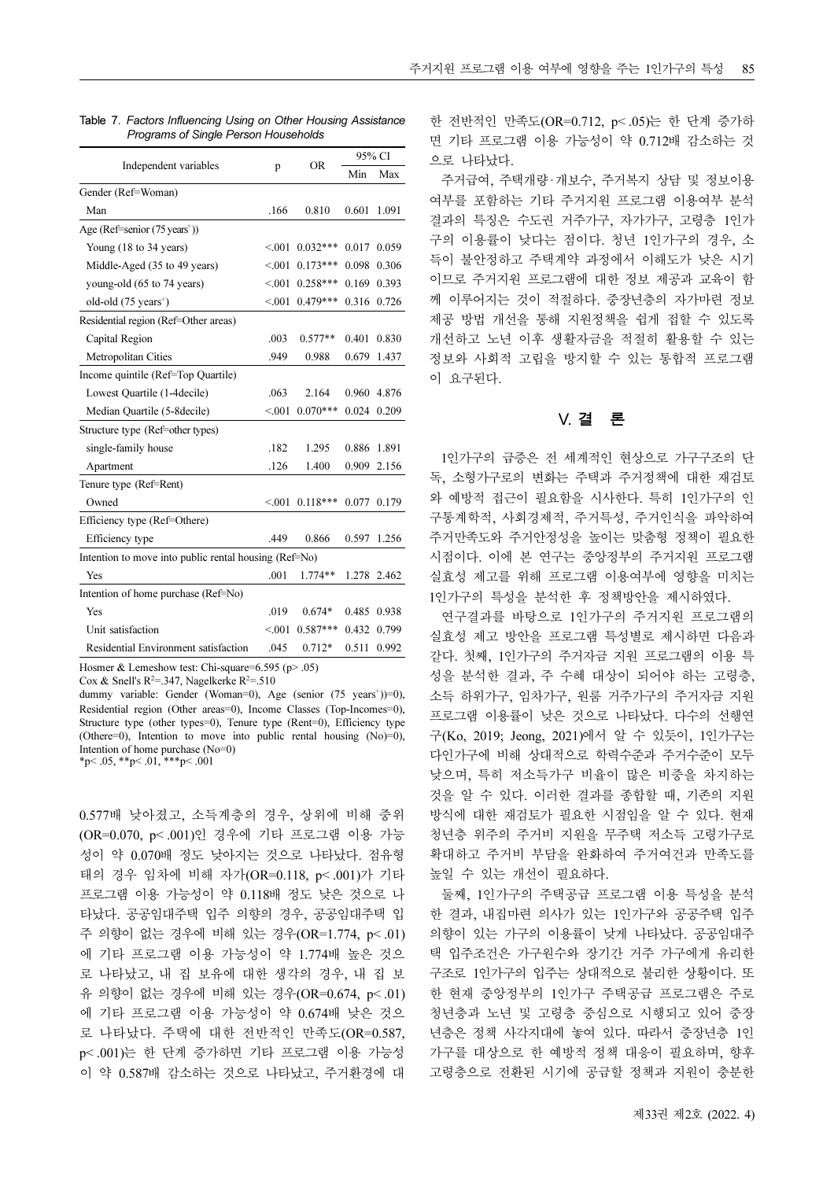Table 7. *Factors Influencing Using on Other Housing Assistance Programs of Single Person Households*

| Independent variables | p | OR | 95% CI | |
|---|---|---|---|---|
| | | | Min | Max |
| Gender (Ref=Woman) | | | | |
| Man | .166 | 0.810 | 0.601 | 1.091 |
| Age (Ref=senior (75 years⁺)) | | | | |
| Young (18 to 34 years) | <.001 | 0.032*** | 0.017 | 0.059 |
| Middle-Aged (35 to 49 years) | <.001 | 0.173*** | 0.098 | 0.306 |
| young-old (65 to 74 years) | <.001 | 0.258*** | 0.169 | 0.393 |
| old-old (75 years⁺) | <.001 | 0.479*** | 0.316 | 0.726 |
| Residential region (Ref=Other areas) | | | | |
| Capital Region | .003 | 0.577** | 0.401 | 0.830 |
| Metropolitan Cities | .949 | 0.988 | 0.679 | 1.437 |
| Income quintile (Ref=Top Quartile) | | | | |
| Lowest Quartile (1-4decile) | .063 | 2.164 | 0.960 | 4.876 |
| Median Quartile (5-8decile) | <.001 | 0.070*** | 0.024 | 0.209 |
| Structure type (Ref=other types) | | | | |
| single-family house | .182 | 1.295 | 0.886 | 1.891 |
| Apartment | .126 | 1.400 | 0.909 | 2.156 |
| Tenure type (Ref=Rent) | | | | |
| Owned | <.001 | 0.118*** | 0.077 | 0.179 |
| Efficiency type (Ref=Othere) | | | | |
| Efficiency type | .449 | 0.866 | 0.597 | 1.256 |
| Intention to move into public rental housing (Ref=No) | | | | |
| Yes | .001 | 1.774** | 1.278 | 2.462 |
| Intention of home purchase (Ref=No) | | | | |
| Yes | .019 | 0.674* | 0.485 | 0.938 |
| Unit satisfaction | <.001 | 0.587*** | 0.432 | 0.799 |
| Residential Environment satisfaction | .045 | 0.712* | 0.511 | 0.992 |

Hosmer & Lemeshow test: Chi-square=6.595 (p> .05)
Cox & Snell's $R^2$=.347, Nagelkerke $R^2$=.510
dummy variable: Gender (Woman=0), Age (senior (75 years⁺))=0), Residential region (Other areas=0), Income Classes (Top-Incomes=0), Structure type (other types=0), Tenure type (Rent=0), Efficiency type (Othere=0), Intention to move into public rental housing (No)=0), Intention of home purchase (No=0)
*p< .05, **p< .01, ***p< .001

0.577배 낮아졌고, 소득계층의 경우, 상위에 비해 중위(OR=0.070, p< .001)인 경우에 기타 프로그램 이용 가능성이 약 0.070배 정도 낮아지는 것으로 나타났다. 점유형태의 경우 임차에 비해 자가(OR=0.118, p< .001)가 기타 프로그램 이용 가능성이 약 0.118배 정도 낮은 것으로 나타났다. 공공임대주택 입주 의향의 경우, 공공임대주택 입주 의향이 없는 경우에 비해 있는 경우(OR=1.774, p< .01)에 기타 프로그램 이용 가능성이 약 1.774배 높은 것으로 나타났고, 내 집 보유에 대한 생각의 경우, 내 집 보유 의향이 없는 경우에 비해 있는 경우(OR=0.674, p< .01)에 기타 프로그램 이용 가능성이 약 0.674배 낮은 것으로 나타났다. 주택에 대한 전반적인 만족도(OR=0.587, p< .001)는 한 단계 증가하면 기타 프로그램 이용 가능성이 약 0.587배 감소하는 것으로 나타났고, 주거환경에 대한 전반적인 만족도(OR=0.712, p< .05)는 한 단계 증가하면 기타 프로그램 이용 가능성이 약 0.712배 감소하는 것으로 나타났다.

주거급여, 주택개량·개보수, 주거복지 상담 및 정보이용 여부를 포함하는 기타 주거지원 프로그램 이용여부 분석 결과의 특징은 수도권 거주가구, 자가가구, 고령층 1인가구의 이용률이 낮다는 점이다. 청년 1인가구의 경우, 소득이 불안정하고 주택계약 과정에서 이해도가 낮은 시기이므로 주거지원 프로그램에 대한 정보 제공과 교육이 함께 이루어지는 것이 적절하다. 중장년층의 자가마련 정보 제공 방법 개선을 통해 지원정책을 쉽게 접할 수 있도록 개선하고 노년 이후 생활자금을 적절히 활용할 수 있는 정보와 사회적 고립을 방지할 수 있는 통합적 프로그램이 요구된다.

## V. 결 론

1인가구의 급증은 전 세계적인 현상으로 가구구조의 단독, 소형가구로의 변화는 주택과 주거정책에 대한 재검토와 예방적 접근이 필요함을 시사한다. 특히 1인가구의 인구통계학적, 사회경제적, 주거특성, 주거인식을 파악하여 주거만족도와 주거안정성을 높이는 맞춤형 정책이 필요한 시점이다. 이에 본 연구는 중앙정부의 주거지원 프로그램 실효성 제고를 위해 프로그램 이용여부에 영향을 미치는 1인가구의 특성을 분석한 후 정책방안을 제시하였다.

연구결과를 바탕으로 1인가구의 주거지원 프로그램의 실효성 제고 방안을 프로그램 특성별로 제시하면 다음과 같다. 첫째, 1인가구의 주거자금 지원 프로그램의 이용 특성을 분석한 결과, 주 수혜 대상이 되어야 하는 고령층, 소득 하위가구, 임차가구, 원룸 거주가구의 주거자금 지원 프로그램 이용률이 낮은 것으로 나타났다. 다수의 선행연구(Ko, 2019; Jeong, 2021)에서 알 수 있듯이, 1인가구는 다인가구에 비해 상대적으로 학력수준과 주거수준이 모두 낮으며, 특히 저소득가구 비율이 많은 비중을 차지하는 것을 알 수 있다. 이러한 결과를 종합할 때, 기존의 지원 방식에 대한 재검토가 필요한 시점임을 알 수 있다. 현재 청년층 위주의 주거비 지원을 무주택 저소득 고령가구로 확대하고 주거비 부담을 완화하여 주거여건과 만족도를 높일 수 있는 개선이 필요하다.

둘째, 1인가구의 주택공급 프로그램 이용 특성을 분석한 결과, 내집마련 의사가 있는 1인가구와 공공주택 입주 의향이 있는 가구의 이용률이 낮게 나타났다. 공공임대주택 입주조건은 가구원수와 장기간 거주 가구에게 유리한 구조로 1인가구의 입주는 상대적으로 불리한 상황이다. 또한 현재 중앙정부의 1인가구 주택공급 프로그램은 주로 청년층과 노년 및 고령층 중심으로 시행되고 있어 중장년층은 정책 사각지대에 놓여 있다. 따라서 중장년층 1인가구를 대상으로 한 예방적 정책 대응이 필요하며, 향후 고령층으로 전환된 시기에 공급할 정책과 지원이 충분한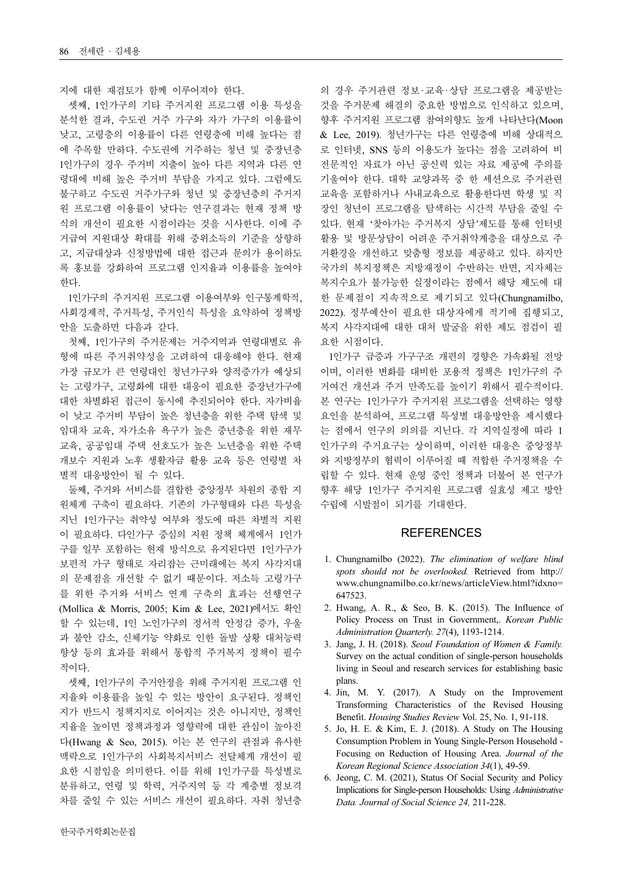지에 대한 재검토가 함께 이루어져야 한다.

셋째, 1인가구의 기타 주거지원 프로그램 이용 특성을 분석한 결과, 수도권 거주 가구와 자가 가구의 이용률이 낮고, 고령층의 이용률이 다른 연령층에 비해 높다는 점에 주목할 만하다. 수도권에 거주하는 청년 및 중장년층 1인가구의 경우 주거비 지출이 높아 다른 지역과 다른 연령대에 비해 높은 주거비 부담을 가지고 있다. 그럼에도 불구하고 수도권 거주가구와 청년 및 중장년층의 주거지원 프로그램 이용률이 낮다는 연구결과는 현재 정책 방식의 개선이 필요한 시점이라는 것을 시사한다. 이에 주거급여 지원대상 확대를 위해 중위소득의 기준을 상향하고, 지급대상과 신청방법에 대한 접근과 문의가 용이하도록 홍보를 강화하여 프로그램 인지율과 이용률을 높여야 한다.

1인가구의 주거지원 프로그램 이용여부와 인구통계학적, 사회경제적, 주거특성, 주거인식 특성을 요약하여 정책방안을 도출하면 다음과 같다.

첫째, 1인가구의 주거문제는 거주지역과 연령대별로 유형에 따른 주거취약성을 고려하여 대응해야 한다. 현재 가장 규모가 큰 연령대인 청년가구와 양적증가가 예상되는 고령가구, 고령화에 대한 대응이 필요한 중장년가구에 대한 차별화된 접근이 동시에 추진되어야 한다. 자가비율이 낮고 주거비 부담이 높은 청년층을 위한 주택 탐색 및 임대차 교육, 자가소유 욕구가 높은 중년층을 위한 재무교육, 공공임대 주택 선호도가 높은 노년층을 위한 주택 개보수 지원과 노후 생활자금 활용 교육 등은 연령별 차별적 대응방안이 될 수 있다.

둘째, 주거와 서비스를 결합한 중앙정부 차원의 종합 지원체계 구축이 필요하다. 기존의 가구형태와 다른 특성을 지닌 1인가구는 취약성 여부와 정도에 따른 차별적 지원이 필요하다. 다인가구 중심의 지원 정책 체계에서 1인가구를 일부 포함하는 현재 방식으로 유지된다면 1인가구가 보편적 가구 형태로 자리잡는 근미래에는 복지 사각지대의 문제점을 개선할 수 없기 때문이다. 저소득 고령가구를 위한 주거와 서비스 연계 구축의 효과는 선행연구(Mollica & Morris, 2005; Kim & Lee, 2021)에서도 확인할 수 있는데, 1인 노인가구의 정서적 안정감 증가, 우울과 불안 감소, 신체기능 약화로 인한 돌발 상황 대처능력 향상 등의 효과를 위해서 통합적 주거복지 정책이 필수적이다.

셋째, 1인가구의 주거안정을 위해 주거지원 프로그램 인지율과 이용률을 높일 수 있는 방안이 요구된다. 정책인지가 반드시 정책지지로 이어지는 것은 아니지만, 정책인지율을 높이면 정책과정과 영향력에 대한 관심이 높아진다(Hwang & Seo, 2015). 이는 본 연구의 관점과 유사한 맥락으로 1인가구의 사회복지서비스 전달체계 개선이 필요한 시점임을 의미한다. 이를 위해 1인가구를 특성별로 분류하고, 연령 및 학력, 거주지역 등 각 계층별 정보격차를 줄일 수 있는 서비스 개선이 필요하다. 자취 청년층의 경우 주거관련 정보·교육·상담 프로그램을 제공받는 것을 주거문제 해결의 중요한 방법으로 인식하고 있으며, 향후 주거지원 프로그램 참여의향도 높게 나타난다(Moon & Lee, 2019). 청년가구는 다른 연령층에 비해 상대적으로 인터넷, SNS 등의 이용도가 높다는 점을 고려하여 비전문적인 자료가 아닌 공신력 있는 자료 제공에 주의를 기울여야 한다. 대학 교양과목 중 한 세션으로 주거관련 교육을 포함하거나 사내교육으로 활용한다면 학생 및 직장인 청년이 프로그램을 탐색하는 시간적 부담을 줄일 수 있다. 현재 '찾아가는 주거복지 상담'제도를 통해 인터넷 활용 및 방문상담이 어려운 주거취약계층을 대상으로 주거환경을 개선하고 맞춤형 정보를 제공하고 있다. 하지만 국가의 복지정책은 지방재정이 수반하는 반면, 지자체는 복지수요가 불가능한 실정이라는 점에서 해당 제도에 대한 문제점이 지속적으로 제기되고 있다(Chungnamilbo, 2022). 정부예산이 필요한 대상자에게 적기에 집행되고, 복지 사각지대에 대한 대처 발굴을 위한 제도 점검이 필요한 시점이다.

1인가구 급증과 가구구조 개편의 경향은 가속화될 전망이며, 이러한 변화를 대비한 포용적 정책은 1인가구의 주거여건 개선과 주거 만족도를 높이기 위해서 필수적이다. 본 연구는 1인가구가 주거지원 프로그램을 선택하는 영향요인을 분석하여, 프로그램 특성별 대응방안을 제시했다는 점에서 연구의 의의를 지닌다. 각 지역실정에 따라 1인가구의 주거요구는 상이하며, 이러한 대응은 중앙정부와 지방정부의 협력이 이루어질 때 적합한 주거정책을 수립할 수 있다. 현재 운영 중인 정책과 더불어 본 연구가 향후 해당 1인가구 주거지원 프로그램 실효성 제고 방안 수립에 시발점이 되기를 기대한다.

## REFERENCES

1. Chungnamilbo (2022). *The elimination of welfare blind spots should not be overlooked.* Retrieved from http://www.chungnamilbo.co.kr/news/articleView.html?idxno=647523.
2. Hwang, A. R., & Seo, B. K. (2015). The Influence of Policy Process on Trust in Government,. *Korean Public Administration Quarterly. 27*(4), 1193-1214.
3. Jang, J. H. (2018). *Seoul Foundation of Women & Family.* Survey on the actual condition of single-person households living in Seoul and research services for establishing basic plans.
4. Jin, M. Y. (2017). A Study on the Improvement Transforming Characteristics of the Revised Housing Benefit. *Housing Studies Review* Vol. 25, No. 1, 91-118.
5. Jo, H. E. & Kim, E. J. (2018). A Study on The Housing Consumption Problem in Young Single-Person Household - Focusing on Reduction of Housing Area. *Journal of the Korean Regional Science Association 34*(1), 49-59.
6. Jeong, C. M. (2021), Status Of Social Security and Policy Implications for Single-person Households: Using *Administrative Data. Journal of Social Science 24,* 211-228.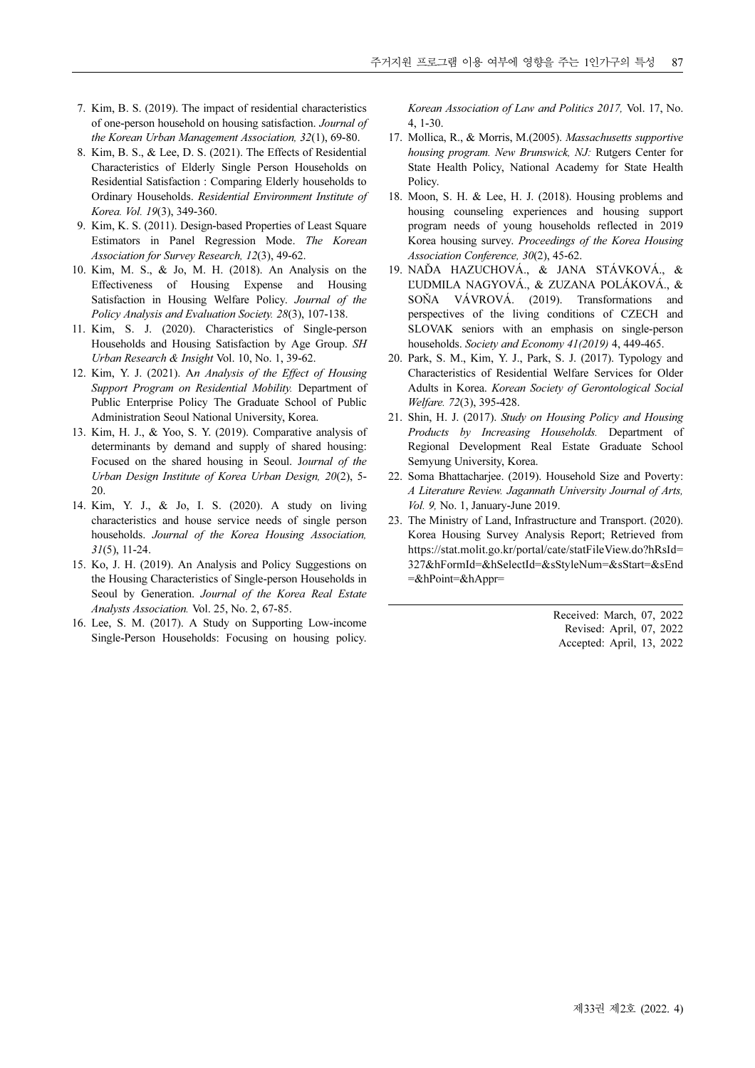7. Kim, B. S. (2019). The impact of residential characteristics of one-person household on housing satisfaction. *Journal of the Korean Urban Management Association, 32*(1), 69-80.
8. Kim, B. S., & Lee, D. S. (2021). The Effects of Residential Characteristics of Elderly Single Person Households on Residential Satisfaction : Comparing Elderly households to Ordinary Households. *Residential Environment Institute of Korea. Vol. 19*(3), 349-360.
9. Kim, K. S. (2011). Design-based Properties of Least Square Estimators in Panel Regression Mode. *The Korean Association for Survey Research, 12*(3), 49-62.
10. Kim, M. S., & Jo, M. H. (2018). An Analysis on the Effectiveness of Housing Expense and Housing Satisfaction in Housing Welfare Policy. *Journal of the Policy Analysis and Evaluation Society. 28*(3), 107-138.
11. Kim, S. J. (2020). Characteristics of Single-person Households and Housing Satisfaction by Age Group. *SH Urban Research & Insight* Vol. 10, No. 1, 39-62.
12. Kim, Y. J. (2021). A*n Analysis of the Effect of Housing Support Program on Residential Mobility.* Department of Public Enterprise Policy The Graduate School of Public Administration Seoul National University, Korea.
13. Kim, H. J., & Yoo, S. Y. (2019). Comparative analysis of determinants by demand and supply of shared housing: Focused on the shared housing in Seoul. J*ournal of the Urban Design Institute of Korea Urban Design, 20*(2), 5-20.
14. Kim, Y. J., & Jo, I. S. (2020). A study on living characteristics and house service needs of single person households. *Journal of the Korea Housing Association, 31*(5), 11-24.
15. Ko, J. H. (2019). An Analysis and Policy Suggestions on the Housing Characteristics of Single-person Households in Seoul by Generation. *Journal of the Korea Real Estate Analysts Association.* Vol. 25, No. 2, 67-85.
16. Lee, S. M. (2017). A Study on Supporting Low-income Single-Person Households: Focusing on housing policy. *Korean Association of Law and Politics 2017,* Vol. 17, No. 4, 1-30.
17. Mollica, R., & Morris, M.(2005). *Massachusetts supportive housing program. New Brunswick, NJ:* Rutgers Center for State Health Policy, National Academy for State Health Policy.
18. Moon, S. H. & Lee, H. J. (2018). Housing problems and housing counseling experiences and housing support program needs of young households reflected in 2019 Korea housing survey. *Proceedings of the Korea Housing Association Conference, 30*(2), 45-62.
19. NAĎA HAZUCHOVÁ., & JANA STÁVKOVÁ., & ĽUDMILA NAGYOVÁ., & ZUZANA POLÁKOVÁ., & SOŇA VÁVROVÁ. (2019). Transformations and perspectives of the living conditions of CZECH and SLOVAK seniors with an emphasis on single-person households. *Society and Economy 41(2019)* 4, 449-465.
20. Park, S. M., Kim, Y. J., Park, S. J. (2017). Typology and Characteristics of Residential Welfare Services for Older Adults in Korea. *Korean Society of Gerontological Social Welfare. 72*(3), 395-428.
21. Shin, H. J. (2017). *Study on Housing Policy and Housing Products by Increasing Households.* Department of Regional Development Real Estate Graduate School Semyung University, Korea.
22. Soma Bhattacharjee. (2019). Household Size and Poverty: *A Literature Review. Jagannath University Journal of Arts, Vol. 9,* No. 1, January-June 2019.
23. The Ministry of Land, Infrastructure and Transport. (2020). Korea Housing Survey Analysis Report; Retrieved from https://stat.molit.go.kr/portal/cate/statFileView.do?hRsId=327&hFormId=&hSelectId=&sStyleNum=&sStart=&sEnd=&hPoint=&hAppr=

---

Received: March, 07, 2022
Revised: April, 07, 2022
Accepted: April, 13, 2022